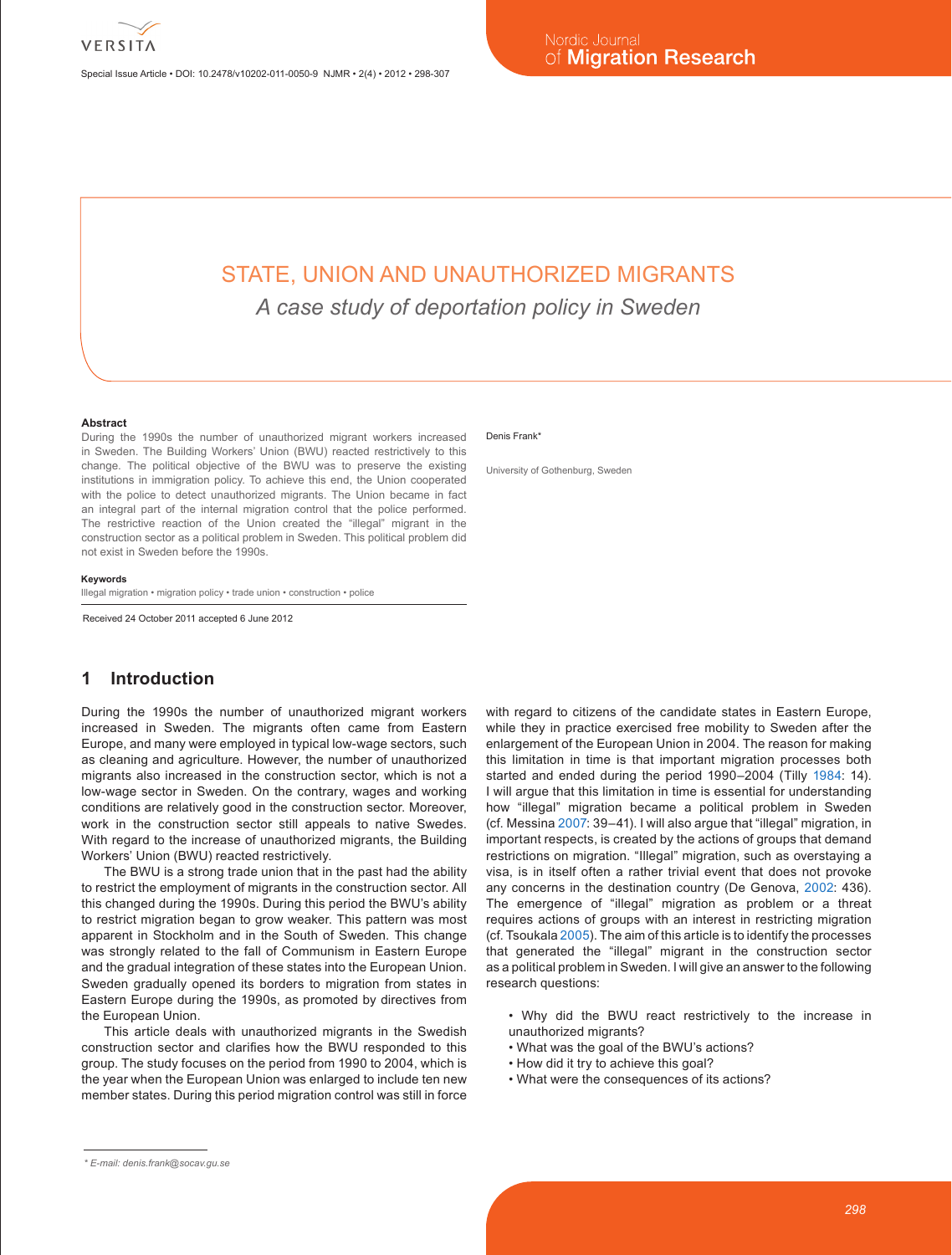# STATE, UNION AND UNAUTHORIZED MIGRANTS

*A case study of deportation policy in Sweden*

Denis Frank*

University of Gothenburg, Sweden

### Abstract

During the 1990s the number of unauthorized migrant workers increased in Sweden. The Building Workers' Union (BWU) reacted restrictively to this change. The political objective of the BWU was to preserve the existing institutions in immigration policy. To achieve this end, the Union cooperated with the police to detect unauthorized migrants. The Union became in fact an integral part of the internal migration control that the police performed. The restrictive reaction of the Union created the "illegal" migrant in the construction sector as a political problem in Sweden. This political problem did not exist in Sweden before the 1990s.

### Keywords

Illegal migration • migration policy • trade union • construction • police

Received 24 October 2011 accepted 6 June 2012

## 1 Introduction

During the 1990s the number of unauthorized migrant workers increased in Sweden. The migrants often came from Eastern Europe, and many were employed in typical low-wage sectors, such as cleaning and agriculture. However, the number of unauthorized migrants also increased in the construction sector, which is not a low-wage sector in Sweden. On the contrary, wages and working conditions are relatively good in the construction sector. Moreover, work in the construction sector still appeals to native Swedes. With regard to the increase of unauthorized migrants, the Building Workers' Union (BWU) reacted restrictively.

The BWU is a strong trade union that in the past had the ability to restrict the employment of migrants in the construction sector. All this changed during the 1990s. During this period the BWU's ability to restrict migration began to grow weaker. This pattern was most apparent in Stockholm and in the South of Sweden. This change was strongly related to the fall of Communism in Eastern Europe and the gradual integration of these states into the European Union. Sweden gradually opened its borders to migration from states in Eastern Europe during the 1990s, as promoted by directives from the European Union.

This article deals with unauthorized migrants in the Swedish construction sector and clarifies how the BWU responded to this group. The study focuses on the period from 1990 to 2004, which is the year when the European Union was enlarged to include ten new member states. During this period migration control was still in force with regard to citizens of the candidate states in Eastern Europe, while they in practice exercised free mobility to Sweden after the enlargement of the European Union in 2004. The reason for making this limitation in time is that important migration processes both started and ended during the period 1990–2004 (Tilly 1984: 14). I will argue that this limitation in time is essential for understanding how "illegal" migration became a political problem in Sweden (cf. Messina 2007: 39–41). I will also argue that "illegal" migration, in important respects, is created by the actions of groups that demand restrictions on migration. "Illegal" migration, such as overstaying a visa, is in itself often a rather trivial event that does not provoke any concerns in the destination country (De Genova, 2002: 436). The emergence of "illegal" migration as problem or a threat requires actions of groups with an interest in restricting migration (cf. Tsoukala 2005). The aim of this article is to identify the processes that generated the "illegal" migrant in the construction sector as a political problem in Sweden. I will give an answer to the following research questions:

- Why did the BWU react restrictively to the increase in unauthorized migrants?
- What was the goal of the BWU's actions?
- How did it try to achieve this goal?
- What were the consequences of its actions?

* E-mail: denis.frank@socav.gu.se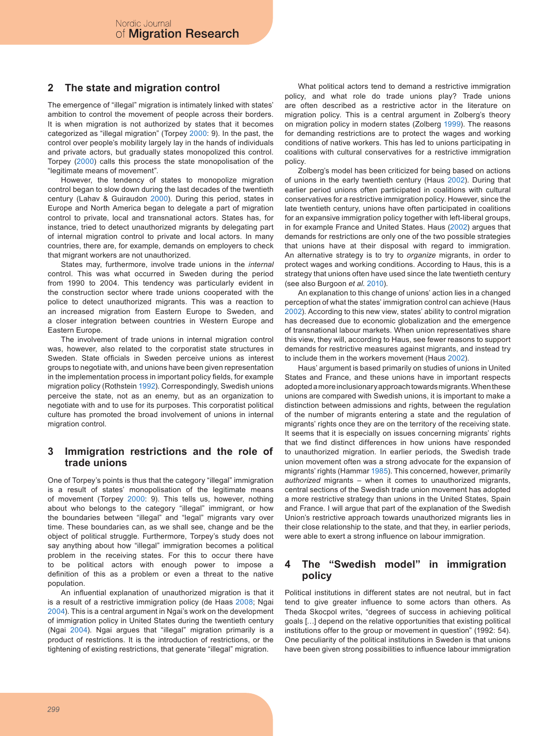## 2 The state and migration control

The emergence of "illegal" migration is intimately linked with states' ambition to control the movement of people across their borders. It is when migration is not authorized by states that it becomes categorized as "illegal migration" (Torpey 2000: 9). In the past, the control over people's mobility largely lay in the hands of individuals and private actors, but gradually states monopolized this control. Torpey (2000) calls this process the state monopolisation of the "legitimate means of movement".

However, the tendency of states to monopolize migration control began to slow down during the last decades of the twentieth century (Lahav & Guiraudon 2000). During this period, states in Europe and North America began to delegate a part of migration control to private, local and transnational actors. States has, for instance, tried to detect unauthorized migrants by delegating part of internal migration control to private and local actors. In many countries, there are, for example, demands on employers to check that migrant workers are not unauthorized.

States may, furthermore, involve trade unions in the *internal* control. This was what occurred in Sweden during the period from 1990 to 2004. This tendency was particularly evident in the construction sector where trade unions cooperated with the police to detect unauthorized migrants. This was a reaction to an increased migration from Eastern Europe to Sweden, and a closer integration between countries in Western Europe and Eastern Europe.

The involvement of trade unions in internal migration control was, however, also related to the corporatist state structures in Sweden. State officials in Sweden perceive unions as interest groups to negotiate with, and unions have been given representation in the implementation process in important policy fields, for example migration policy (Rothstein 1992). Correspondingly, Swedish unions perceive the state, not as an enemy, but as an organization to negotiate with and to use for its purposes. This corporatist political culture has promoted the broad involvement of unions in internal migration control.

## 3 Immigration restrictions and the role of trade unions

One of Torpey's points is thus that the category "illegal" immigration is a result of states' monopolisation of the legitimate means of movement (Torpey 2000: 9). This tells us, however, nothing about who belongs to the category "illegal" immigrant, or how the boundaries between "illegal" and "legal" migrants vary over time. These boundaries can, as we shall see, change and be the object of political struggle. Furthermore, Torpey's study does not say anything about how "illegal" immigration becomes a political problem in the receiving states. For this to occur there have to be political actors with enough power to impose a definition of this as a problem or even a threat to the native population.

An influential explanation of unauthorized migration is that it is a result of a restrictive immigration policy (de Haas 2008; Ngai 2004). This is a central argument in Ngai's work on the development of immigration policy in United States during the twentieth century (Ngai 2004). Ngai argues that "illegal" migration primarily is a product of restrictions. It is the introduction of restrictions, or the tightening of existing restrictions, that generate "illegal" migration.

What political actors tend to demand a restrictive immigration policy, and what role do trade unions play? Trade unions are often described as a restrictive actor in the literature on migration policy. This is a central argument in Zolberg's theory on migration policy in modern states (Zolberg 1999). The reasons for demanding restrictions are to protect the wages and working conditions of native workers. This has led to unions participating in coalitions with cultural conservatives for a restrictive immigration policy.

Zolberg's model has been criticized for being based on actions of unions in the early twentieth century (Haus 2002). During that earlier period unions often participated in coalitions with cultural conservatives for a restrictive immigration policy. However, since the late twentieth century, unions have often participated in coalitions for an expansive immigration policy together with left-liberal groups, in for example France and United States. Haus (2002) argues that demands for restrictions are only one of the two possible strategies that unions have at their disposal with regard to immigration. An alternative strategy is to try to *organize* migrants, in order to protect wages and working conditions. According to Haus, this is a strategy that unions often have used since the late twentieth century (see also Burgoon *et al.* 2010).

An explanation to this change of unions' action lies in a changed perception of what the states' immigration control can achieve (Haus 2002). According to this new view, states' ability to control migration has decreased due to economic globalization and the emergence of transnational labour markets. When union representatives share this view, they will, according to Haus, see fewer reasons to support demands for restrictive measures against migrants, and instead try to include them in the workers movement (Haus 2002).

Haus' argument is based primarily on studies of unions in United States and France, and these unions have in important respects adopted a more inclusionary approach towards migrants. When these unions are compared with Swedish unions, it is important to make a distinction between admissions and rights, between the regulation of the number of migrants entering a state and the regulation of migrants' rights once they are on the territory of the receiving state. It seems that it is especially on issues concerning migrants' rights that we find distinct differences in how unions have responded to unauthorized migration. In earlier periods, the Swedish trade union movement often was a strong advocate for the expansion of migrants' rights (Hammar 1985). This concerned, however, primarily *authorized* migrants – when it comes to unauthorized migrants, central sections of the Swedish trade union movement has adopted a more restrictive strategy than unions in the United States, Spain and France. I will argue that part of the explanation of the Swedish Union's restrictive approach towards unauthorized migrants lies in their close relationship to the state, and that they, in earlier periods, were able to exert a strong influence on labour immigration.

## 4 The "Swedish model" in immigration policy

Political institutions in different states are not neutral, but in fact tend to give greater influence to some actors than others. As Theda Skocpol writes, "degrees of success in achieving political goals […] depend on the relative opportunities that existing political institutions offer to the group or movement in question" (1992: 54). One peculiarity of the political institutions in Sweden is that unions have been given strong possibilities to influence labour immigration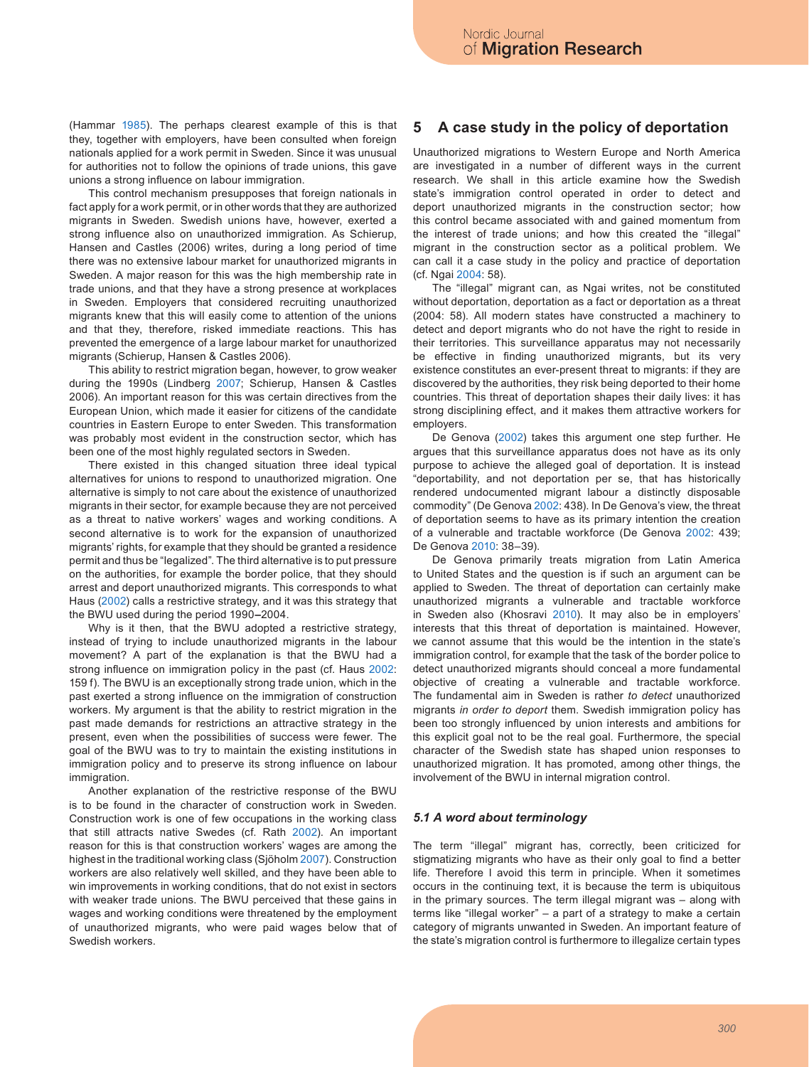(Hammar 1985). The perhaps clearest example of this is that they, together with employers, have been consulted when foreign nationals applied for a work permit in Sweden. Since it was unusual for authorities not to follow the opinions of trade unions, this gave unions a strong influence on labour immigration.

This control mechanism presupposes that foreign nationals in fact apply for a work permit, or in other words that they are authorized migrants in Sweden. Swedish unions have, however, exerted a strong influence also on unauthorized immigration. As Schierup, Hansen and Castles (2006) writes, during a long period of time there was no extensive labour market for unauthorized migrants in Sweden. A major reason for this was the high membership rate in trade unions, and that they have a strong presence at workplaces in Sweden. Employers that considered recruiting unauthorized migrants knew that this will easily come to attention of the unions and that they, therefore, risked immediate reactions. This has prevented the emergence of a large labour market for unauthorized migrants (Schierup, Hansen & Castles 2006).

This ability to restrict migration began, however, to grow weaker during the 1990s (Lindberg 2007; Schierup, Hansen & Castles 2006). An important reason for this was certain directives from the European Union, which made it easier for citizens of the candidate countries in Eastern Europe to enter Sweden. This transformation was probably most evident in the construction sector, which has been one of the most highly regulated sectors in Sweden.

There existed in this changed situation three ideal typical alternatives for unions to respond to unauthorized migration. One alternative is simply to not care about the existence of unauthorized migrants in their sector, for example because they are not perceived as a threat to native workers' wages and working conditions. A second alternative is to work for the expansion of unauthorized migrants' rights, for example that they should be granted a residence permit and thus be "legalized". The third alternative is to put pressure on the authorities, for example the border police, that they should arrest and deport unauthorized migrants. This corresponds to what Haus (2002) calls a restrictive strategy, and it was this strategy that the BWU used during the period 1990–2004.

Why is it then, that the BWU adopted a restrictive strategy, instead of trying to include unauthorized migrants in the labour movement? A part of the explanation is that the BWU had a strong influence on immigration policy in the past (cf. Haus 2002: 159 f). The BWU is an exceptionally strong trade union, which in the past exerted a strong influence on the immigration of construction workers. My argument is that the ability to restrict migration in the past made demands for restrictions an attractive strategy in the present, even when the possibilities of success were fewer. The goal of the BWU was to try to maintain the existing institutions in immigration policy and to preserve its strong influence on labour immigration.

Another explanation of the restrictive response of the BWU is to be found in the character of construction work in Sweden. Construction work is one of few occupations in the working class that still attracts native Swedes (cf. Rath 2002). An important reason for this is that construction workers' wages are among the highest in the traditional working class (Sjöholm 2007). Construction workers are also relatively well skilled, and they have been able to win improvements in working conditions, that do not exist in sectors with weaker trade unions. The BWU perceived that these gains in wages and working conditions were threatened by the employment of unauthorized migrants, who were paid wages below that of Swedish workers.

## 5 A case study in the policy of deportation

Unauthorized migrations to Western Europe and North America are investigated in a number of different ways in the current research. We shall in this article examine how the Swedish state's immigration control operated in order to detect and deport unauthorized migrants in the construction sector; how this control became associated with and gained momentum from the interest of trade unions; and how this created the "illegal" migrant in the construction sector as a political problem. We can call it a case study in the policy and practice of deportation (cf. Ngai 2004: 58).

The "illegal" migrant can, as Ngai writes, not be constituted without deportation, deportation as a fact or deportation as a threat (2004: 58). All modern states have constructed a machinery to detect and deport migrants who do not have the right to reside in their territories. This surveillance apparatus may not necessarily be effective in finding unauthorized migrants, but its very existence constitutes an ever-present threat to migrants: if they are discovered by the authorities, they risk being deported to their home countries. This threat of deportation shapes their daily lives: it has strong disciplining effect, and it makes them attractive workers for employers.

De Genova (2002) takes this argument one step further. He argues that this surveillance apparatus does not have as its only purpose to achieve the alleged goal of deportation. It is instead "deportability, and not deportation per se, that has historically rendered undocumented migrant labour a distinctly disposable commodity" (De Genova 2002: 438). In De Genova's view, the threat of deportation seems to have as its primary intention the creation of a vulnerable and tractable workforce (De Genova 2002: 439; De Genova 2010: 38–39).

De Genova primarily treats migration from Latin America to United States and the question is if such an argument can be applied to Sweden. The threat of deportation can certainly make unauthorized migrants a vulnerable and tractable workforce in Sweden also (Khosravi 2010). It may also be in employers' interests that this threat of deportation is maintained. However, we cannot assume that this would be the intention in the state's immigration control, for example that the task of the border police to detect unauthorized migrants should conceal a more fundamental objective of creating a vulnerable and tractable workforce. The fundamental aim in Sweden is rather *to detect* unauthorized migrants *in order to deport* them. Swedish immigration policy has been too strongly influenced by union interests and ambitions for this explicit goal not to be the real goal. Furthermore, the special character of the Swedish state has shaped union responses to unauthorized migration. It has promoted, among other things, the involvement of the BWU in internal migration control.

### *5.1 A word about terminology*

The term "illegal" migrant has, correctly, been criticized for stigmatizing migrants who have as their only goal to find a better life. Therefore I avoid this term in principle. When it sometimes occurs in the continuing text, it is because the term is ubiquitous in the primary sources. The term illegal migrant was – along with terms like "illegal worker" – a part of a strategy to make a certain category of migrants unwanted in Sweden. An important feature of the state's migration control is furthermore to illegalize certain types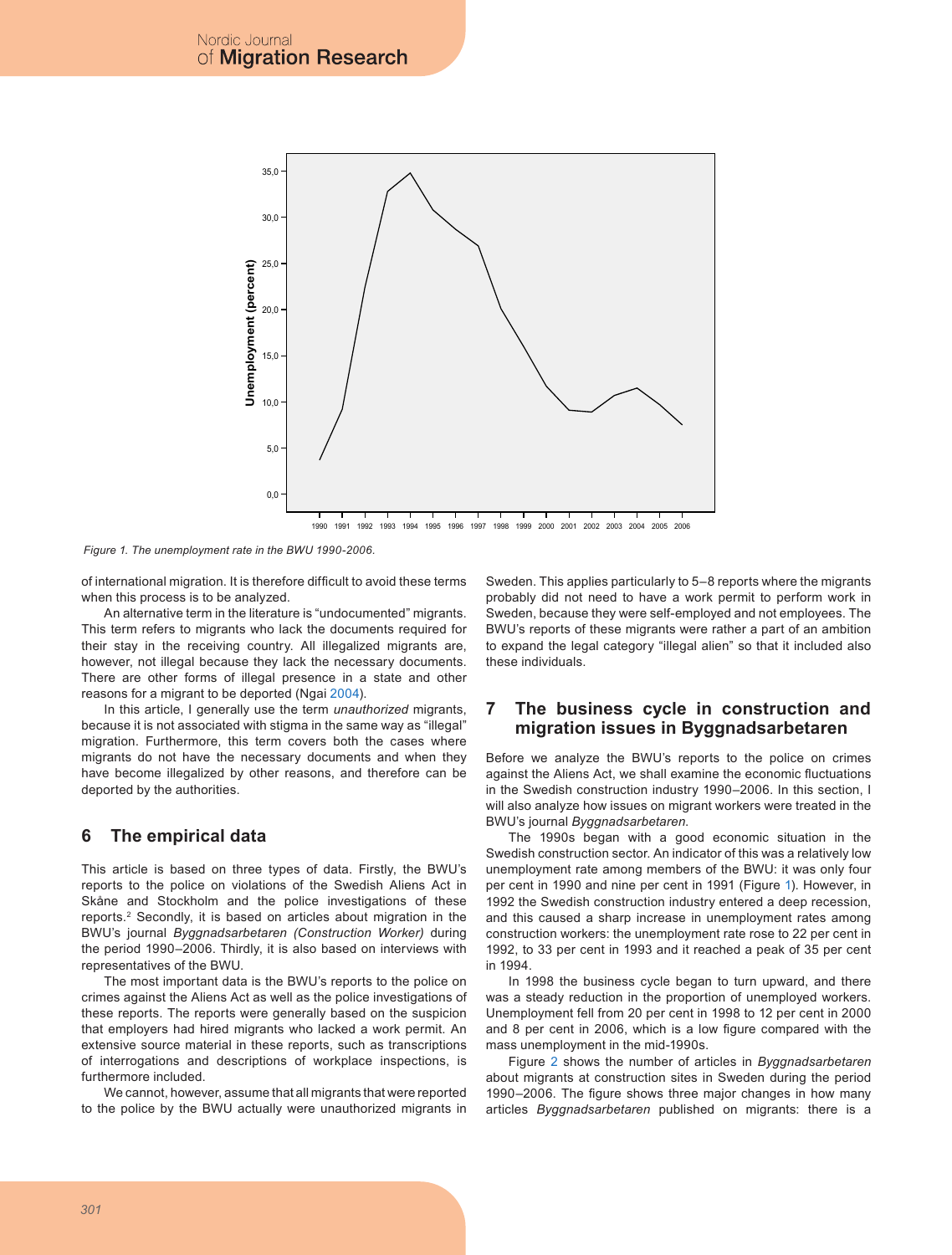Figure 1. The unemployment rate in the BWU 1990-2006.

of international migration. It is therefore difficult to avoid these terms when this process is to be analyzed.

An alternative term in the literature is "undocumented" migrants. This term refers to migrants who lack the documents required for their stay in the receiving country. All illegalized migrants are, however, not illegal because they lack the necessary documents. There are other forms of illegal presence in a state and other reasons for a migrant to be deported (Ngai 2004).

In this article, I generally use the term *unauthorized* migrants, because it is not associated with stigma in the same way as "illegal" migration. Furthermore, this term covers both the cases where migrants do not have the necessary documents and when they have become illegalized by other reasons, and therefore can be deported by the authorities.

## 6 The empirical data

This article is based on three types of data. Firstly, the BWU's reports to the police on violations of the Swedish Aliens Act in Skåne and Stockholm and the police investigations of these reports.[2] Secondly, it is based on articles about migration in the BWU's journal *Byggnadsarbetaren (Construction Worker)* during the period 1990–2006. Thirdly, it is also based on interviews with representatives of the BWU.

The most important data is the BWU's reports to the police on crimes against the Aliens Act as well as the police investigations of these reports. The reports were generally based on the suspicion that employers had hired migrants who lacked a work permit. An extensive source material in these reports, such as transcriptions of interrogations and descriptions of workplace inspections, is furthermore included.

We cannot, however, assume that all migrants that were reported to the police by the BWU actually were unauthorized migrants in Sweden. This applies particularly to 5–8 reports where the migrants probably did not need to have a work permit to perform work in Sweden, because they were self-employed and not employees. The BWU's reports of these migrants were rather a part of an ambition to expand the legal category "illegal alien" so that it included also these individuals.

## 7 The business cycle in construction and migration issues in Byggnadsarbetaren

Before we analyze the BWU's reports to the police on crimes against the Aliens Act, we shall examine the economic fluctuations in the Swedish construction industry 1990–2006. In this section, I will also analyze how issues on migrant workers were treated in the BWU's journal *Byggnadsarbetaren*.

The 1990s began with a good economic situation in the Swedish construction sector. An indicator of this was a relatively low unemployment rate among members of the BWU: it was only four per cent in 1990 and nine per cent in 1991 (Figure 1). However, in 1992 the Swedish construction industry entered a deep recession, and this caused a sharp increase in unemployment rates among construction workers: the unemployment rate rose to 22 per cent in 1992, to 33 per cent in 1993 and it reached a peak of 35 per cent in 1994.

In 1998 the business cycle began to turn upward, and there was a steady reduction in the proportion of unemployed workers. Unemployment fell from 20 per cent in 1998 to 12 per cent in 2000 and 8 per cent in 2006, which is a low figure compared with the mass unemployment in the mid-1990s.

Figure 2 shows the number of articles in *Byggnadsarbetaren* about migrants at construction sites in Sweden during the period 1990–2006. The figure shows three major changes in how many articles *Byggnadsarbetaren* published on migrants: there is a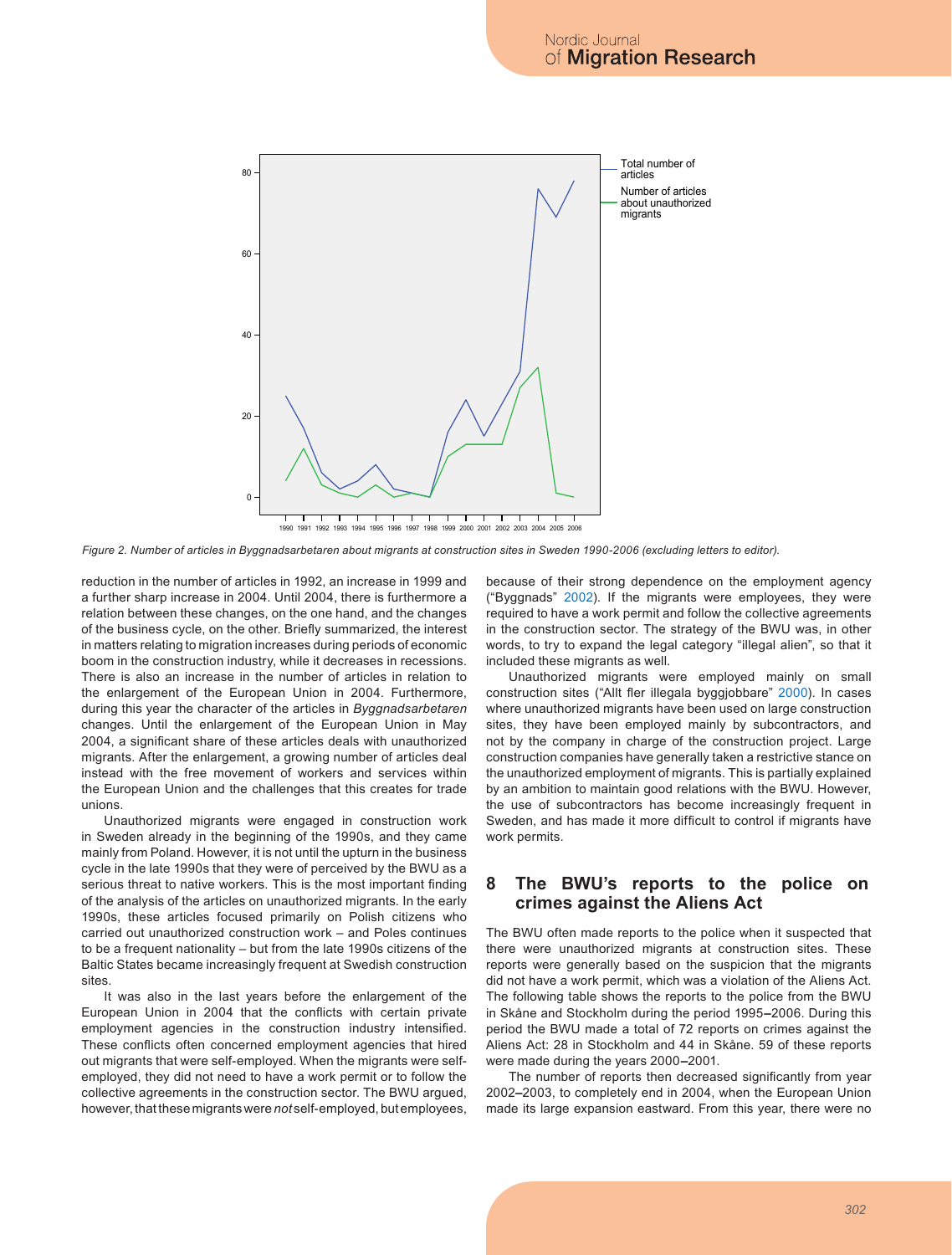Total number of articles

Number of articles about unauthorized migrants

*Figure 2. Number of articles in Byggnadsarbetaren about migrants at construction sites in Sweden 1990-2006 (excluding letters to editor).*

reduction in the number of articles in 1992, an increase in 1999 and a further sharp increase in 2004. Until 2004, there is furthermore a relation between these changes, on the one hand, and the changes of the business cycle, on the other. Briefly summarized, the interest in matters relating to migration increases during periods of economic boom in the construction industry, while it decreases in recessions. There is also an increase in the number of articles in relation to the enlargement of the European Union in 2004. Furthermore, during this year the character of the articles in *Byggnadsarbetaren* changes. Until the enlargement of the European Union in May 2004, a significant share of these articles deals with unauthorized migrants. After the enlargement, a growing number of articles deal instead with the free movement of workers and services within the European Union and the challenges that this creates for trade unions.

Unauthorized migrants were engaged in construction work in Sweden already in the beginning of the 1990s, and they came mainly from Poland. However, it is not until the upturn in the business cycle in the late 1990s that they were of perceived by the BWU as a serious threat to native workers. This is the most important finding of the analysis of the articles on unauthorized migrants. In the early 1990s, these articles focused primarily on Polish citizens who carried out unauthorized construction work – and Poles continues to be a frequent nationality – but from the late 1990s citizens of the Baltic States became increasingly frequent at Swedish construction sites.

It was also in the last years before the enlargement of the European Union in 2004 that the conflicts with certain private employment agencies in the construction industry intensified. These conflicts often concerned employment agencies that hired out migrants that were self-employed. When the migrants were self-employed, they did not need to have a work permit or to follow the collective agreements in the construction sector. The BWU argued, however, that these migrants were *not* self-employed, but employees, because of their strong dependence on the employment agency ("Byggnads" 2002). If the migrants were employees, they were required to have a work permit and follow the collective agreements in the construction sector. The strategy of the BWU was, in other words, to try to expand the legal category "illegal alien", so that it included these migrants as well.

Unauthorized migrants were employed mainly on small construction sites ("Allt fler illegala byggjobbare" 2000). In cases where unauthorized migrants have been used on large construction sites, they have been employed mainly by subcontractors, and not by the company in charge of the construction project. Large construction companies have generally taken a restrictive stance on the unauthorized employment of migrants. This is partially explained by an ambition to maintain good relations with the BWU. However, the use of subcontractors has become increasingly frequent in Sweden, and has made it more difficult to control if migrants have work permits.

## 8 The BWU's reports to the police on crimes against the Aliens Act

The BWU often made reports to the police when it suspected that there were unauthorized migrants at construction sites. These reports were generally based on the suspicion that the migrants did not have a work permit, which was a violation of the Aliens Act. The following table shows the reports to the police from the BWU in Skåne and Stockholm during the period 1995–2006. During this period the BWU made a total of 72 reports on crimes against the Aliens Act: 28 in Stockholm and 44 in Skåne. 59 of these reports were made during the years 2000–2001.

The number of reports then decreased significantly from year 2002–2003, to completely end in 2004, when the European Union made its large expansion eastward. From this year, there were no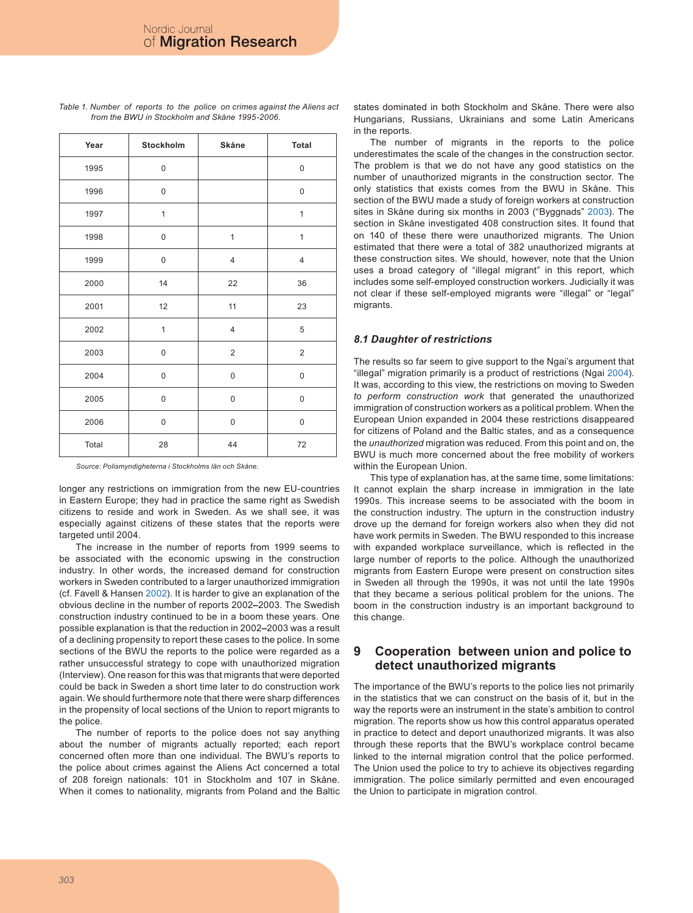*Table 1. Number of reports to the police on crimes against the Aliens act from the BWU in Stockholm and Skåne 1995-2006.*

| Year | Stockholm | Skåne | Total |
|---|---|---|---|
| 1995 | 0 | | 0 |
| 1996 | 0 | | 0 |
| 1997 | 1 | | 1 |
| 1998 | 0 | 1 | 1 |
| 1999 | 0 | 4 | 4 |
| 2000 | 14 | 22 | 36 |
| 2001 | 12 | 11 | 23 |
| 2002 | 1 | 4 | 5 |
| 2003 | 0 | 2 | 2 |
| 2004 | 0 | 0 | 0 |
| 2005 | 0 | 0 | 0 |
| 2006 | 0 | 0 | 0 |
| Total | 28 | 44 | 72 |

*Source: Polismyndigheterna i Stockholms län och Skåne.*

longer any restrictions on immigration from the new EU-countries in Eastern Europe; they had in practice the same right as Swedish citizens to reside and work in Sweden. As we shall see, it was especially against citizens of these states that the reports were targeted until 2004.

The increase in the number of reports from 1999 seems to be associated with the economic upswing in the construction industry. In other words, the increased demand for construction workers in Sweden contributed to a larger unauthorized immigration (cf. Favell & Hansen 2002). It is harder to give an explanation of the obvious decline in the number of reports 2002–2003. The Swedish construction industry continued to be in a boom these years. One possible explanation is that the reduction in 2002–2003 was a result of a declining propensity to report these cases to the police. In some sections of the BWU the reports to the police were regarded as a rather unsuccessful strategy to cope with unauthorized migration (Interview). One reason for this was that migrants that were deported could be back in Sweden a short time later to do construction work again. We should furthermore note that there were sharp differences in the propensity of local sections of the Union to report migrants to the police.

The number of reports to the police does not say anything about the number of migrants actually reported; each report concerned often more than one individual. The BWU's reports to the police about crimes against the Aliens Act concerned a total of 208 foreign nationals: 101 in Stockholm and 107 in Skåne. When it comes to nationality, migrants from Poland and the Baltic states dominated in both Stockholm and Skåne. There were also Hungarians, Russians, Ukrainians and some Latin Americans in the reports.

The number of migrants in the reports to the police underestimates the scale of the changes in the construction sector. The problem is that we do not have any good statistics on the number of unauthorized migrants in the construction sector. The only statistics that exists comes from the BWU in Skåne. This section of the BWU made a study of foreign workers at construction sites in Skåne during six months in 2003 ("Byggnads" 2003). The section in Skåne investigated 408 construction sites. It found that on 140 of these there were unauthorized migrants. The Union estimated that there were a total of 382 unauthorized migrants at these construction sites. We should, however, note that the Union uses a broad category of "illegal migrant" in this report, which includes some self-employed construction workers. Judicially it was not clear if these self-employed migrants were "illegal" or "legal" migrants.

### 8.1 Daughter of restrictions

The results so far seem to give support to the Ngai's argument that "illegal" migration primarily is a product of restrictions (Ngai 2004). It was, according to this view, the restrictions on moving to Sweden *to perform construction work* that generated the unauthorized immigration of construction workers as a political problem. When the European Union expanded in 2004 these restrictions disappeared for citizens of Poland and the Baltic states, and as a consequence the *unauthorized* migration was reduced. From this point and on, the BWU is much more concerned about the free mobility of workers within the European Union.

This type of explanation has, at the same time, some limitations: It cannot explain the sharp increase in immigration in the late 1990s. This increase seems to be associated with the boom in the construction industry. The upturn in the construction industry drove up the demand for foreign workers also when they did not have work permits in Sweden. The BWU responded to this increase with expanded workplace surveillance, which is reflected in the large number of reports to the police. Although the unauthorized migrants from Eastern Europe were present on construction sites in Sweden all through the 1990s, it was not until the late 1990s that they became a serious political problem for the unions. The boom in the construction industry is an important background to this change.

## 9 Cooperation between union and police to detect unauthorized migrants

The importance of the BWU's reports to the police lies not primarily in the statistics that we can construct on the basis of it, but in the way the reports were an instrument in the state's ambition to control migration. The reports show us how this control apparatus operated in practice to detect and deport unauthorized migrants. It was also through these reports that the BWU's workplace control became linked to the internal migration control that the police performed. The Union used the police to try to achieve its objectives regarding immigration. The police similarly permitted and even encouraged the Union to participate in migration control.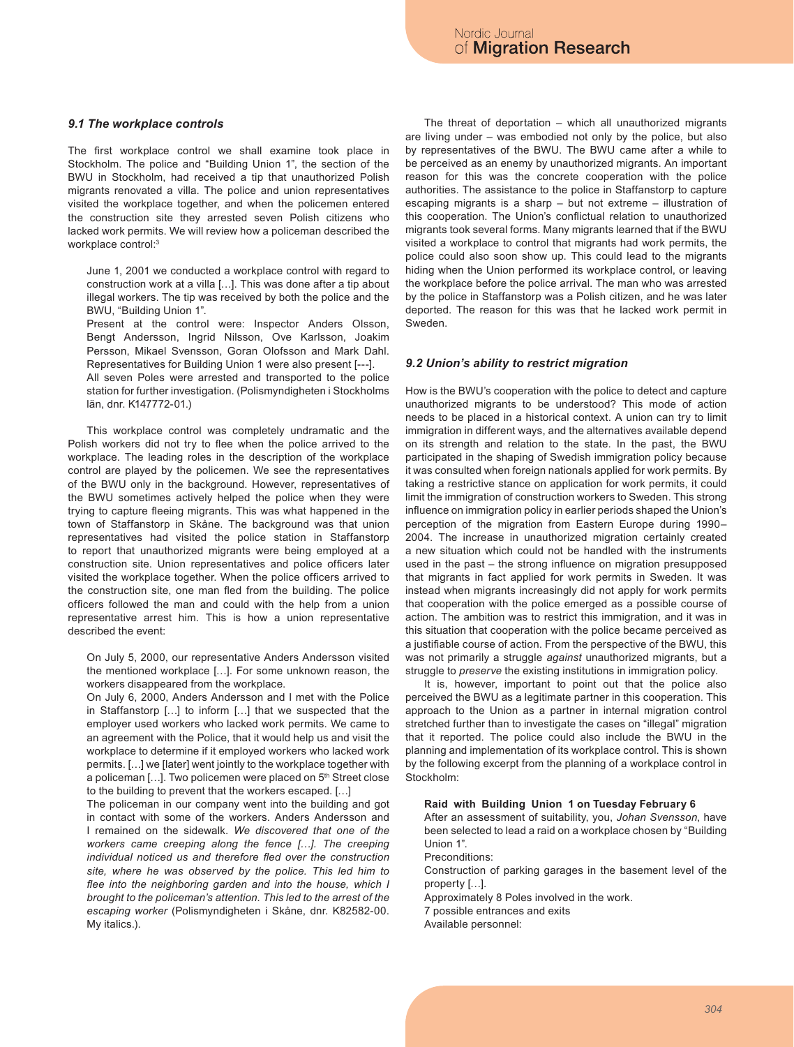### *9.1 The workplace controls*

The first workplace control we shall examine took place in Stockholm. The police and "Building Union 1", the section of the BWU in Stockholm, had received a tip that unauthorized Polish migrants renovated a villa. The police and union representatives visited the workplace together, and when the policemen entered the construction site they arrested seven Polish citizens who lacked work permits. We will review how a policeman described the workplace control:[3]

> June 1, 2001 we conducted a workplace control with regard to construction work at a villa […]. This was done after a tip about illegal workers. The tip was received by both the police and the BWU, "Building Union 1".
>
> Present at the control were: Inspector Anders Olsson, Bengt Andersson, Ingrid Nilsson, Ove Karlsson, Joakim Persson, Mikael Svensson, Goran Olofsson and Mark Dahl. Representatives for Building Union 1 were also present [---].
>
> All seven Poles were arrested and transported to the police station for further investigation. (Polismyndigheten i Stockholms län, dnr. K147772-01.)

This workplace control was completely undramatic and the Polish workers did not try to flee when the police arrived to the workplace. The leading roles in the description of the workplace control are played by the policemen. We see the representatives of the BWU only in the background. However, representatives of the BWU sometimes actively helped the police when they were trying to capture fleeing migrants. This was what happened in the town of Staffanstorp in Skåne. The background was that union representatives had visited the police station in Staffanstorp to report that unauthorized migrants were being employed at a construction site. Union representatives and police officers later visited the workplace together. When the police officers arrived to the construction site, one man fled from the building. The police officers followed the man and could with the help from a union representative arrest him. This is how a union representative described the event:

> On July 5, 2000, our representative Anders Andersson visited the mentioned workplace […]. For some unknown reason, the workers disappeared from the workplace.
>
> On July 6, 2000, Anders Andersson and I met with the Police in Staffanstorp […] to inform […] that we suspected that the employer used workers who lacked work permits. We came to an agreement with the Police, that it would help us and visit the workplace to determine if it employed workers who lacked work permits. […] we [later] went jointly to the workplace together with a policeman […]. Two policemen were placed on 5th Street close to the building to prevent that the workers escaped. […]
>
> The policeman in our company went into the building and got in contact with some of the workers. Anders Andersson and I remained on the sidewalk. *We discovered that one of the workers came creeping along the fence […]. The creeping individual noticed us and therefore fled over the construction site, where he was observed by the police. This led him to flee into the neighboring garden and into the house, which I brought to the policeman's attention. This led to the arrest of the escaping worker* (Polismyndigheten i Skåne, dnr. K82582-00. My italics.).

The threat of deportation – which all unauthorized migrants are living under – was embodied not only by the police, but also by representatives of the BWU. The BWU came after a while to be perceived as an enemy by unauthorized migrants. An important reason for this was the concrete cooperation with the police authorities. The assistance to the police in Staffanstorp to capture escaping migrants is a sharp – but not extreme – illustration of this cooperation. The Union's conflictual relation to unauthorized migrants took several forms. Many migrants learned that if the BWU visited a workplace to control that migrants had work permits, the police could also soon show up. This could lead to the migrants hiding when the Union performed its workplace control, or leaving the workplace before the police arrival. The man who was arrested by the police in Staffanstorp was a Polish citizen, and he was later deported. The reason for this was that he lacked work permit in Sweden.

### *9.2 Union's ability to restrict migration*

How is the BWU's cooperation with the police to detect and capture unauthorized migrants to be understood? This mode of action needs to be placed in a historical context. A union can try to limit immigration in different ways, and the alternatives available depend on its strength and relation to the state. In the past, the BWU participated in the shaping of Swedish immigration policy because it was consulted when foreign nationals applied for work permits. By taking a restrictive stance on application for work permits, it could limit the immigration of construction workers to Sweden. This strong influence on immigration policy in earlier periods shaped the Union's perception of the migration from Eastern Europe during 1990–2004. The increase in unauthorized migration certainly created a new situation which could not be handled with the instruments used in the past – the strong influence on migration presupposed that migrants in fact applied for work permits in Sweden. It was instead when migrants increasingly did not apply for work permits that cooperation with the police emerged as a possible course of action. The ambition was to restrict this immigration, and it was in this situation that cooperation with the police became perceived as a justifiable course of action. From the perspective of the BWU, this was not primarily a struggle *against* unauthorized migrants, but a struggle to *preserve* the existing institutions in immigration policy.

It is, however, important to point out that the police also perceived the BWU as a legitimate partner in this cooperation. This approach to the Union as a partner in internal migration control stretched further than to investigate the cases on "illegal" migration that it reported. The police could also include the BWU in the planning and implementation of its workplace control. This is shown by the following excerpt from the planning of a workplace control in Stockholm:

> **Raid with Building Union 1 on Tuesday February 6**
>
> After an assessment of suitability, you, *Johan Svensson*, have been selected to lead a raid on a workplace chosen by "Building Union 1".
>
> Preconditions:
>
> Construction of parking garages in the basement level of the property […].
>
> Approximately 8 Poles involved in the work.
>
> 7 possible entrances and exits
>
> Available personnel: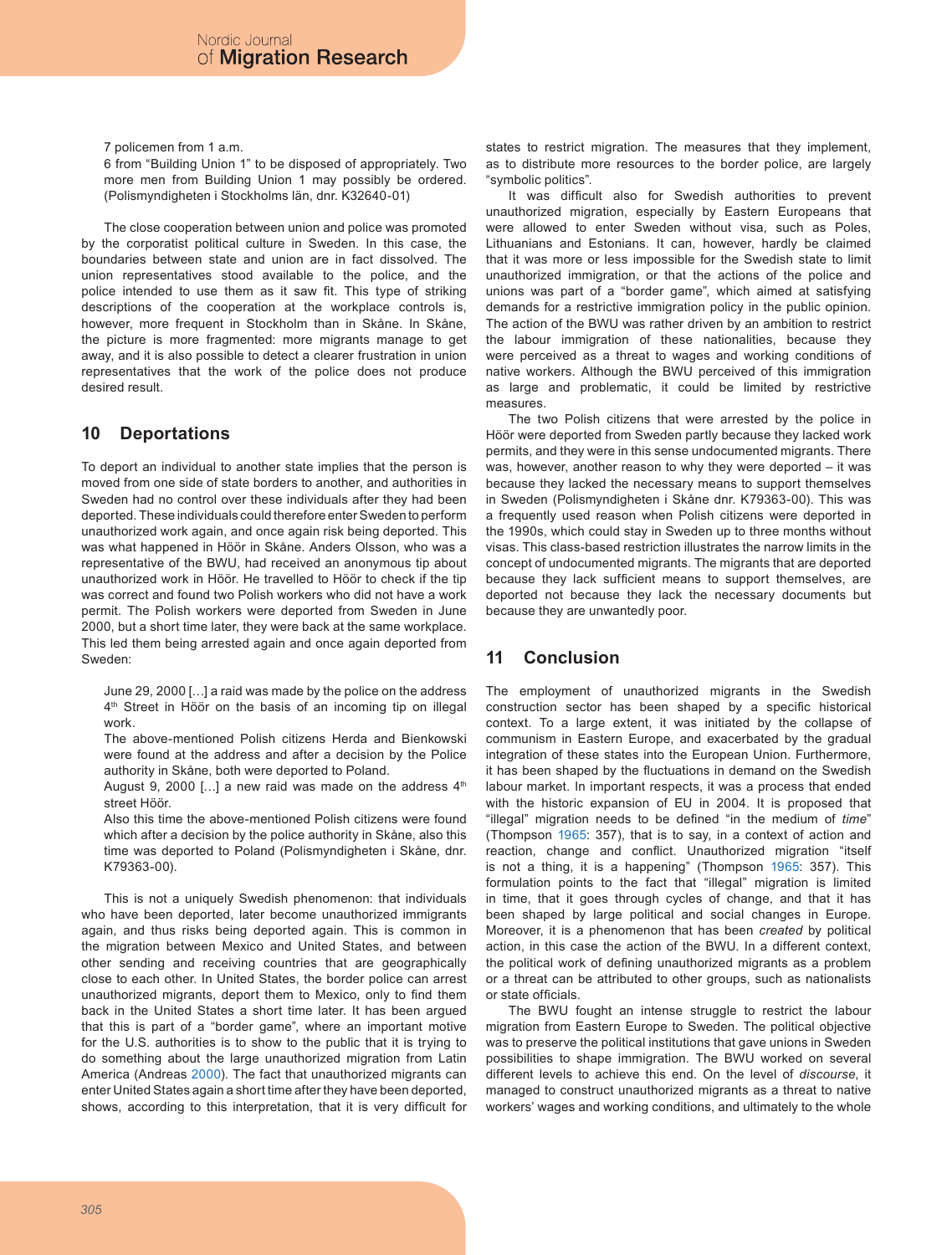7 policemen from 1 a.m.

6 from "Building Union 1" to be disposed of appropriately. Two more men from Building Union 1 may possibly be ordered. (Polismyndigheten i Stockholms län, dnr. K32640-01)

The close cooperation between union and police was promoted by the corporatist political culture in Sweden. In this case, the boundaries between state and union are in fact dissolved. The union representatives stood available to the police, and the police intended to use them as it saw fit. This type of striking descriptions of the cooperation at the workplace controls is, however, more frequent in Stockholm than in Skåne. In Skåne, the picture is more fragmented: more migrants manage to get away, and it is also possible to detect a clearer frustration in union representatives that the work of the police does not produce desired result.

## 10 Deportations

To deport an individual to another state implies that the person is moved from one side of state borders to another, and authorities in Sweden had no control over these individuals after they had been deported. These individuals could therefore enter Sweden to perform unauthorized work again, and once again risk being deported. This was what happened in Höör in Skåne. Anders Olsson, who was a representative of the BWU, had received an anonymous tip about unauthorized work in Höör. He travelled to Höör to check if the tip was correct and found two Polish workers who did not have a work permit. The Polish workers were deported from Sweden in June 2000, but a short time later, they were back at the same workplace. This led them being arrested again and once again deported from Sweden:

> June 29, 2000 […] a raid was made by the police on the address 4th Street in Höör on the basis of an incoming tip on illegal work.
>
> The above-mentioned Polish citizens Herda and Bienkowski were found at the address and after a decision by the Police authority in Skåne, both were deported to Poland.
>
> August 9, 2000 […] a new raid was made on the address 4th street Höör.
>
> Also this time the above-mentioned Polish citizens were found which after a decision by the police authority in Skåne, also this time was deported to Poland (Polismyndigheten i Skåne, dnr. K79363-00).

This is not a uniquely Swedish phenomenon: that individuals who have been deported, later become unauthorized immigrants again, and thus risks being deported again. This is common in the migration between Mexico and United States, and between other sending and receiving countries that are geographically close to each other. In United States, the border police can arrest unauthorized migrants, deport them to Mexico, only to find them back in the United States a short time later. It has been argued that this is part of a "border game", where an important motive for the U.S. authorities is to show to the public that it is trying to do something about the large unauthorized migration from Latin America (Andreas 2000). The fact that unauthorized migrants can enter United States again a short time after they have been deported, shows, according to this interpretation, that it is very difficult for states to restrict migration. The measures that they implement, as to distribute more resources to the border police, are largely "symbolic politics".

It was difficult also for Swedish authorities to prevent unauthorized migration, especially by Eastern Europeans that were allowed to enter Sweden without visa, such as Poles, Lithuanians and Estonians. It can, however, hardly be claimed that it was more or less impossible for the Swedish state to limit unauthorized immigration, or that the actions of the police and unions was part of a "border game", which aimed at satisfying demands for a restrictive immigration policy in the public opinion. The action of the BWU was rather driven by an ambition to restrict the labour immigration of these nationalities, because they were perceived as a threat to wages and working conditions of native workers. Although the BWU perceived of this immigration as large and problematic, it could be limited by restrictive measures.

The two Polish citizens that were arrested by the police in Höör were deported from Sweden partly because they lacked work permits, and they were in this sense undocumented migrants. There was, however, another reason to why they were deported – it was because they lacked the necessary means to support themselves in Sweden (Polismyndigheten i Skåne dnr. K79363-00). This was a frequently used reason when Polish citizens were deported in the 1990s, which could stay in Sweden up to three months without visas. This class-based restriction illustrates the narrow limits in the concept of undocumented migrants. The migrants that are deported because they lack sufficient means to support themselves, are deported not because they lack the necessary documents but because they are unwantedly poor.

## 11 Conclusion

The employment of unauthorized migrants in the Swedish construction sector has been shaped by a specific historical context. To a large extent, it was initiated by the collapse of communism in Eastern Europe, and exacerbated by the gradual integration of these states into the European Union. Furthermore, it has been shaped by the fluctuations in demand on the Swedish labour market. In important respects, it was a process that ended with the historic expansion of EU in 2004. It is proposed that "illegal" migration needs to be defined "in the medium of *time*" (Thompson 1965: 357), that is to say, in a context of action and reaction, change and conflict. Unauthorized migration "itself is not a thing, it is a happening" (Thompson 1965: 357). This formulation points to the fact that "illegal" migration is limited in time, that it goes through cycles of change, and that it has been shaped by large political and social changes in Europe. Moreover, it is a phenomenon that has been *created* by political action, in this case the action of the BWU. In a different context, the political work of defining unauthorized migrants as a problem or a threat can be attributed to other groups, such as nationalists or state officials.

The BWU fought an intense struggle to restrict the labour migration from Eastern Europe to Sweden. The political objective was to preserve the political institutions that gave unions in Sweden possibilities to shape immigration. The BWU worked on several different levels to achieve this end. On the level of *discourse*, it managed to construct unauthorized migrants as a threat to native workers' wages and working conditions, and ultimately to the whole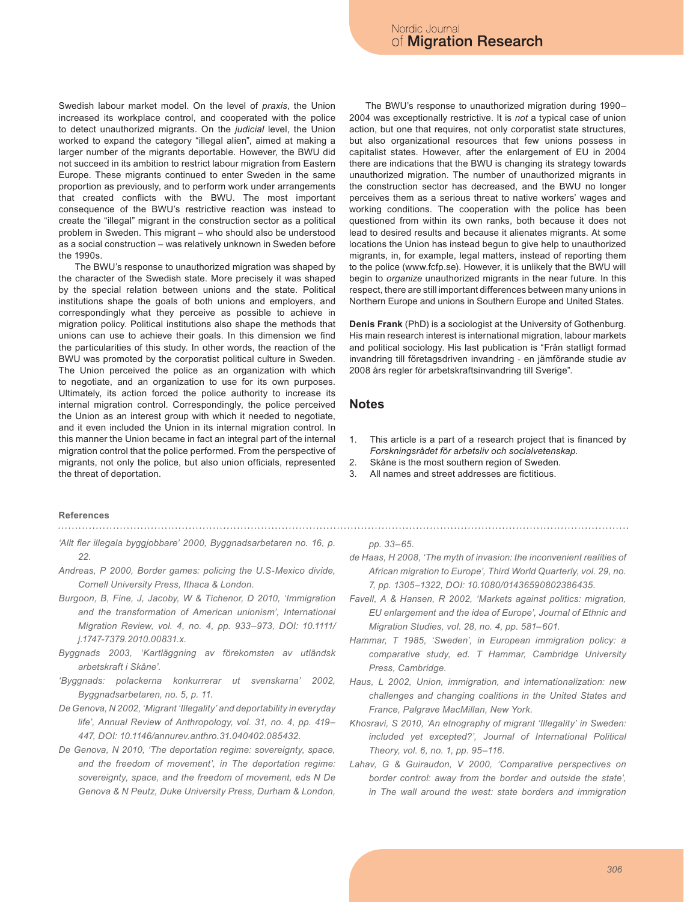Swedish labour market model. On the level of *praxis*, the Union increased its workplace control, and cooperated with the police to detect unauthorized migrants. On the *judicial* level, the Union worked to expand the category "illegal alien", aimed at making a larger number of the migrants deportable. However, the BWU did not succeed in its ambition to restrict labour migration from Eastern Europe. These migrants continued to enter Sweden in the same proportion as previously, and to perform work under arrangements that created conflicts with the BWU. The most important consequence of the BWU's restrictive reaction was instead to create the "illegal" migrant in the construction sector as a political problem in Sweden. This migrant – who should also be understood as a social construction – was relatively unknown in Sweden before the 1990s.

The BWU's response to unauthorized migration was shaped by the character of the Swedish state. More precisely it was shaped by the special relation between unions and the state. Political institutions shape the goals of both unions and employers, and correspondingly what they perceive as possible to achieve in migration policy. Political institutions also shape the methods that unions can use to achieve their goals. In this dimension we find the particularities of this study. In other words, the reaction of the BWU was promoted by the corporatist political culture in Sweden. The Union perceived the police as an organization with which to negotiate, and an organization to use for its own purposes. Ultimately, its action forced the police authority to increase its internal migration control. Correspondingly, the police perceived the Union as an interest group with which it needed to negotiate, and it even included the Union in its internal migration control. In this manner the Union became in fact an integral part of the internal migration control that the police performed. From the perspective of migrants, not only the police, but also union officials, represented the threat of deportation.

The BWU's response to unauthorized migration during 1990–2004 was exceptionally restrictive. It is *not* a typical case of union action, but one that requires, not only corporatist state structures, but also organizational resources that few unions possess in capitalist states. However, after the enlargement of EU in 2004 there are indications that the BWU is changing its strategy towards unauthorized migration. The number of unauthorized migrants in the construction sector has decreased, and the BWU no longer perceives them as a serious threat to native workers' wages and working conditions. The cooperation with the police has been questioned from within its own ranks, both because it does not lead to desired results and because it alienates migrants. At some locations the Union has instead begun to give help to unauthorized migrants, in, for example, legal matters, instead of reporting them to the police (www.fcfp.se). However, it is unlikely that the BWU will begin to *organize* unauthorized migrants in the near future. In this respect, there are still important differences between many unions in Northern Europe and unions in Southern Europe and United States.

**Denis Frank** (PhD) is a sociologist at the University of Gothenburg. His main research interest is international migration, labour markets and political sociology. His last publication is "Från statligt formad invandring till företagsdriven invandring - en jämförande studie av 2008 års regler för arbetskraftsinvandring till Sverige".

## Notes

1. This article is a part of a research project that is financed by *Forskningsrådet för arbetsliv och socialvetenskap.*
2. Skåne is the most southern region of Sweden.
3. All names and street addresses are fictitious.

#### References

*'Allt fler illegala byggjobbare' 2000, Byggnadsarbetaren no. 16, p. 22.*

*Andreas, P 2000, Border games: policing the U.S-Mexico divide, Cornell University Press, Ithaca & London.*

*Burgoon, B, Fine, J, Jacoby, W & Tichenor, D 2010, 'Immigration and the transformation of American unionism', International Migration Review, vol. 4, no. 4, pp. 933–973, DOI: 10.1111/j.1747-7379.2010.00831.x.*

*Byggnads 2003, 'Kartläggning av förekomsten av utländsk arbetskraft i Skåne'.*

*'Byggnads: polackerna konkurrerar ut svenskarna' 2002, Byggnadsarbetaren, no. 5, p. 11.*

*De Genova, N 2002, 'Migrant 'Illegality' and deportability in everyday life', Annual Review of Anthropology, vol. 31, no. 4, pp. 419–447, DOI: 10.1146/annurev.anthro.31.040402.085432.*

*De Genova, N 2010, 'The deportation regime: sovereignty, space, and the freedom of movement', in The deportation regime: sovereignty, space, and the freedom of movement, eds N De Genova & N Peutz, Duke University Press, Durham & London, pp. 33–65.*

*de Haas, H 2008, 'The myth of invasion: the inconvenient realities of African migration to Europe', Third World Quarterly, vol. 29, no. 7, pp. 1305–1322, DOI: 10.1080/01436590802386435.*

*Favell, A & Hansen, R 2002, 'Markets against politics: migration, EU enlargement and the idea of Europe', Journal of Ethnic and Migration Studies, vol. 28, no. 4, pp. 581–601.*

*Hammar, T 1985, 'Sweden', in European immigration policy: a comparative study, ed. T Hammar, Cambridge University Press, Cambridge.*

*Haus, L 2002, Union, immigration, and internationalization: new challenges and changing coalitions in the United States and France, Palgrave MacMillan, New York.*

*Khosravi, S 2010, 'An etnography of migrant 'Illegality' in Sweden: included yet excepted?', Journal of International Political Theory, vol. 6, no. 1, pp. 95–116.*

*Lahav, G & Guiraudon, V 2000, 'Comparative perspectives on border control: away from the border and outside the state', in The wall around the west: state borders and immigration*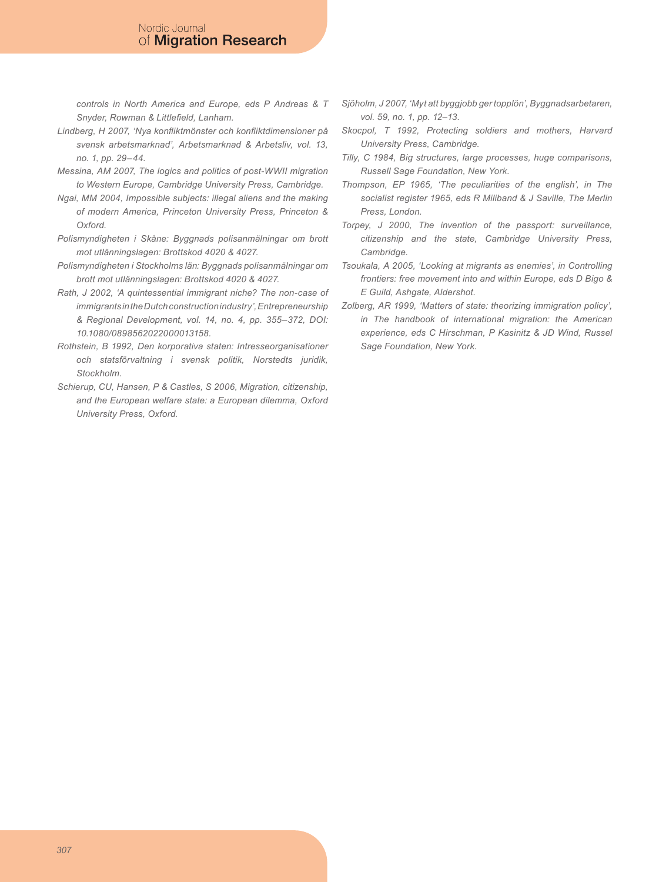controls in North America and Europe, eds P Andreas & T Snyder, Rowman & Littlefield, Lanham.

Lindberg, H 2007, 'Nya konfliktmönster och konfliktdimensioner på svensk arbetsmarknad', Arbetsmarknad & Arbetsliv, vol. 13, no. 1, pp. 29–44.

Messina, AM 2007, The logics and politics of post-WWII migration to Western Europe, Cambridge University Press, Cambridge.

Ngai, MM 2004, Impossible subjects: illegal aliens and the making of modern America, Princeton University Press, Princeton & Oxford.

Polismyndigheten i Skåne: Byggnads polisanmälningar om brott mot utlänningslagen: Brottskod 4020 & 4027.

Polismyndigheten i Stockholms län: Byggnads polisanmälningar om brott mot utlänningslagen: Brottskod 4020 & 4027.

Rath, J 2002, 'A quintessential immigrant niche? The non-case of immigrants in the Dutch construction industry', Entrepreneurship & Regional Development, vol. 14, no. 4, pp. 355–372, DOI: 10.1080/0898562022000013158.

Rothstein, B 1992, Den korporativa staten: Intresseorganisationer och statsförvaltning i svensk politik, Norstedts juridik, Stockholm.

Schierup, CU, Hansen, P & Castles, S 2006, Migration, citizenship, and the European welfare state: a European dilemma, Oxford University Press, Oxford.

Sjöholm, J 2007, 'Myt att byggjobb ger topplön', Byggnadsarbetaren, vol. 59, no. 1, pp. 12–13.

Skocpol, T 1992, Protecting soldiers and mothers, Harvard University Press, Cambridge.

Tilly, C 1984, Big structures, large processes, huge comparisons, Russell Sage Foundation, New York.

Thompson, EP 1965, 'The peculiarities of the english', in The socialist register 1965, eds R Miliband & J Saville, The Merlin Press, London.

Torpey, J 2000, The invention of the passport: surveillance, citizenship and the state, Cambridge University Press, Cambridge.

Tsoukala, A 2005, 'Looking at migrants as enemies', in Controlling frontiers: free movement into and within Europe, eds D Bigo & E Guild, Ashgate, Aldershot.

Zolberg, AR 1999, 'Matters of state: theorizing immigration policy', in The handbook of international migration: the American experience, eds C Hirschman, P Kasinitz & JD Wind, Russel Sage Foundation, New York.